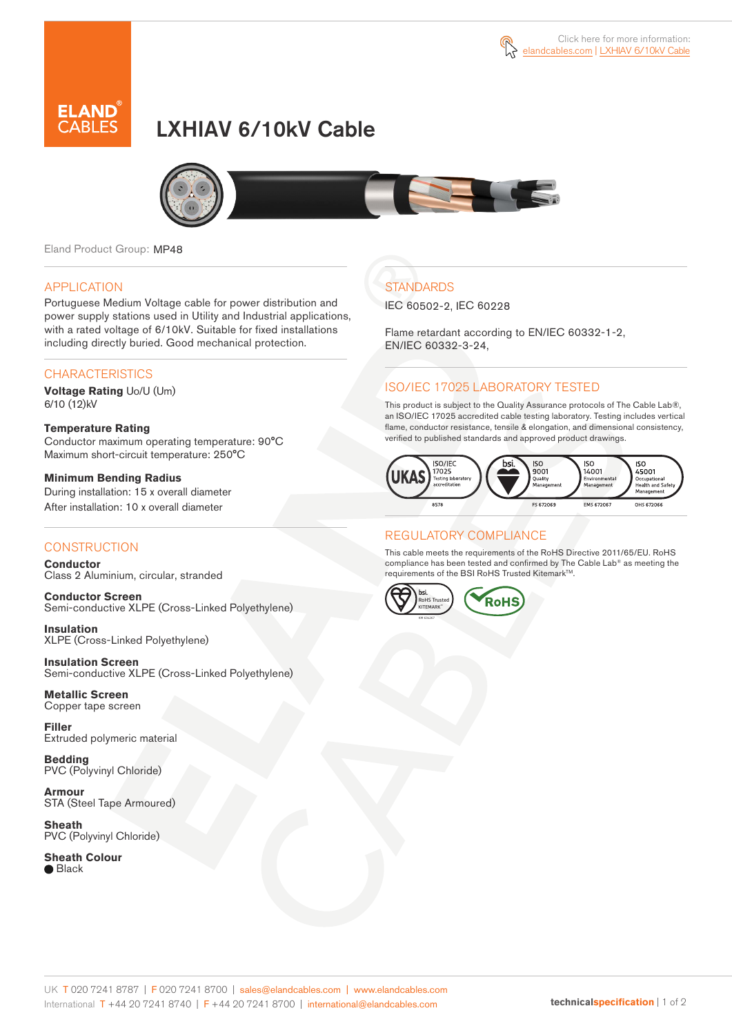Click here for more information: elandcables.com | LXHIAV 6/10kV Cable

# LXHIAV 6/10kV Cable

Eland Product Group: MP48

## APPLICATION

Portuguese Medium Voltage cable for power distribution and power supply stations used in Utility and Industrial applications, with a rated voltage of 6/10kV. Suitable for fixed installations including directly buried. Good mechanical protection.

## CHARACTERISTICS

**Voltage Rating** Uo/U (Um)
6/10 (12)kV

**Temperature Rating**
Conductor maximum operating temperature: 90°C
Maximum short-circuit temperature: 250°C

**Minimum Bending Radius**
During installation: 15 x overall diameter
After installation: 10 x overall diameter

## CONSTRUCTION

**Conductor**
Class 2 Aluminium, circular, stranded

**Conductor Screen**
Semi-conductive XLPE (Cross-Linked Polyethylene)

**Insulation**
XLPE (Cross-Linked Polyethylene)

**Insulation Screen**
Semi-conductive XLPE (Cross-Linked Polyethylene)

**Metallic Screen**
Copper tape screen

**Filler**
Extruded polymeric material

**Bedding**
PVC (Polyvinyl Chloride)

**Armour**
STA (Steel Tape Armoured)

**Sheath**
PVC (Polyvinyl Chloride)

**Sheath Colour**
● Black

## STANDARDS

IEC 60502-2, IEC 60228

Flame retardant according to EN/IEC 60332-1-2, EN/IEC 60332-3-24,

## ISO/IEC 17025 LABORATORY TESTED

This product is subject to the Quality Assurance protocols of The Cable Lab®, an ISO/IEC 17025 accredited cable testing laboratory. Testing includes vertical flame, conductor resistance, tensile & elongation, and dimensional consistency, verified to published standards and approved product drawings.

UKAS ISO/IEC 17025 Testing laboratory accreditation 8578 | bsi. ISO 9001 Quality Management FS 672069 | ISO 14001 Environmental Management EMS 672067 | ISO 45001 Occupational Health and Safety Management OHS 672066

## REGULATORY COMPLIANCE

This cable meets the requirements of the RoHS Directive 2011/65/EU. RoHS compliance has been tested and confirmed by The Cable Lab® as meeting the requirements of the BSI RoHS Trusted Kitemark™.

bsi. RoHS Trusted KITEMARK™ | RoHS

UK T 020 7241 8787 | F 020 7241 8700 | sales@elandcables.com | www.elandcables.com
International T +44 20 7241 8740 | F +44 20 7241 8700 | international@elandcables.com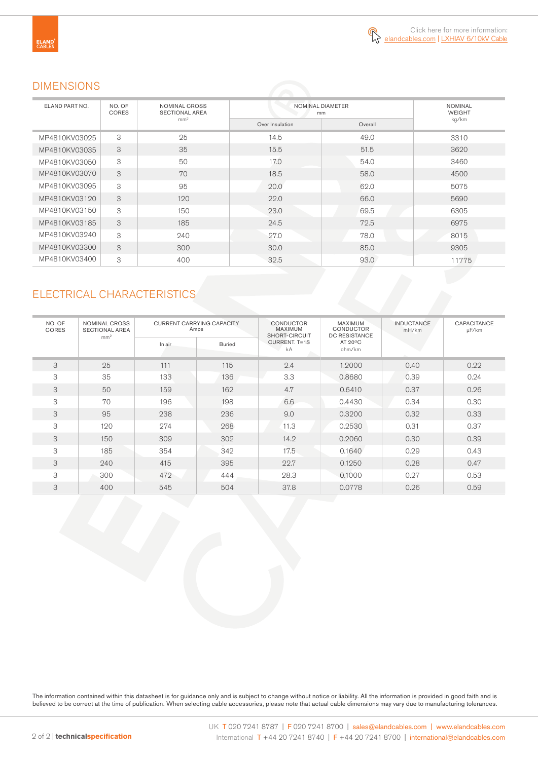Click here for more information: elandcables.com | LXHIAV 6/10kV Cable

## DIMENSIONS

| ELAND PART NO. | NO. OF CORES | NOMINAL CROSS SECTIONAL AREA mm² | NOMINAL DIAMETER mm | | NOMINAL WEIGHT kg/km |
|---|---|---|---|---|---|
| | | | Over Insulation | Overall | |
| MP4810KV03025 | 3 | 25 | 14.5 | 49.0 | 3310 |
| MP4810KV03035 | 3 | 35 | 15.5 | 51.5 | 3620 |
| MP4810KV03050 | 3 | 50 | 17.0 | 54.0 | 3460 |
| MP4810KV03070 | 3 | 70 | 18.5 | 58.0 | 4500 |
| MP4810KV03095 | 3 | 95 | 20.0 | 62.0 | 5075 |
| MP4810KV03120 | 3 | 120 | 22.0 | 66.0 | 5690 |
| MP4810KV03150 | 3 | 150 | 23.0 | 69.5 | 6305 |
| MP4810KV03185 | 3 | 185 | 24.5 | 72.5 | 6975 |
| MP4810KV03240 | 3 | 240 | 27.0 | 78.0 | 8015 |
| MP4810KV03300 | 3 | 300 | 30.0 | 85.0 | 9305 |
| MP4810KV03400 | 3 | 400 | 32.5 | 93.0 | 11775 |

## ELECTRICAL CHARACTERISTICS

| NO. OF CORES | NOMINAL CROSS SECTIONAL AREA mm² | CURRENT CARRYING CAPACITY Amps | | CONDUCTOR MAXIMUM SHORT-CIRCUIT CURRENT. T=1S kA | MAXIMUM CONDUCTOR DC RESISTANCE AT 20ºC ohm/km | INDUCTANCE mH/km | CAPACITANCE µF/km |
|---|---|---|---|---|---|---|---|
| | | In air | Buried | | | | |
| 3 | 25 | 111 | 115 | 2.4 | 1.2000 | 0.40 | 0.22 |
| 3 | 35 | 133 | 136 | 3.3 | 0.8680 | 0.39 | 0.24 |
| 3 | 50 | 159 | 162 | 4.7 | 0.6410 | 0.37 | 0.26 |
| 3 | 70 | 196 | 198 | 6.6 | 0.4430 | 0.34 | 0.30 |
| 3 | 95 | 238 | 236 | 9.0 | 0.3200 | 0.32 | 0.33 |
| 3 | 120 | 274 | 268 | 11.3 | 0.2530 | 0.31 | 0.37 |
| 3 | 150 | 309 | 302 | 14.2 | 0.2060 | 0.30 | 0.39 |
| 3 | 185 | 354 | 342 | 17.5 | 0.1640 | 0.29 | 0.43 |
| 3 | 240 | 415 | 395 | 22.7 | 0.1250 | 0.28 | 0.47 |
| 3 | 300 | 472 | 444 | 28.3 | 0.1000 | 0.27 | 0.53 |
| 3 | 400 | 545 | 504 | 37.8 | 0.0778 | 0.26 | 0.59 |

The information contained within this datasheet is for guidance only and is subject to change without notice or liability. All the information is provided in good faith and is believed to be correct at the time of publication. When selecting cable accessories, please note that actual cable dimensions may vary due to manufacturing tolerances.

UK T 020 7241 8787 | F 020 7241 8700 | sales@elandcables.com | www.elandcables.com
International T +44 20 7241 8740 | F +44 20 7241 8700 | international@elandcables.com